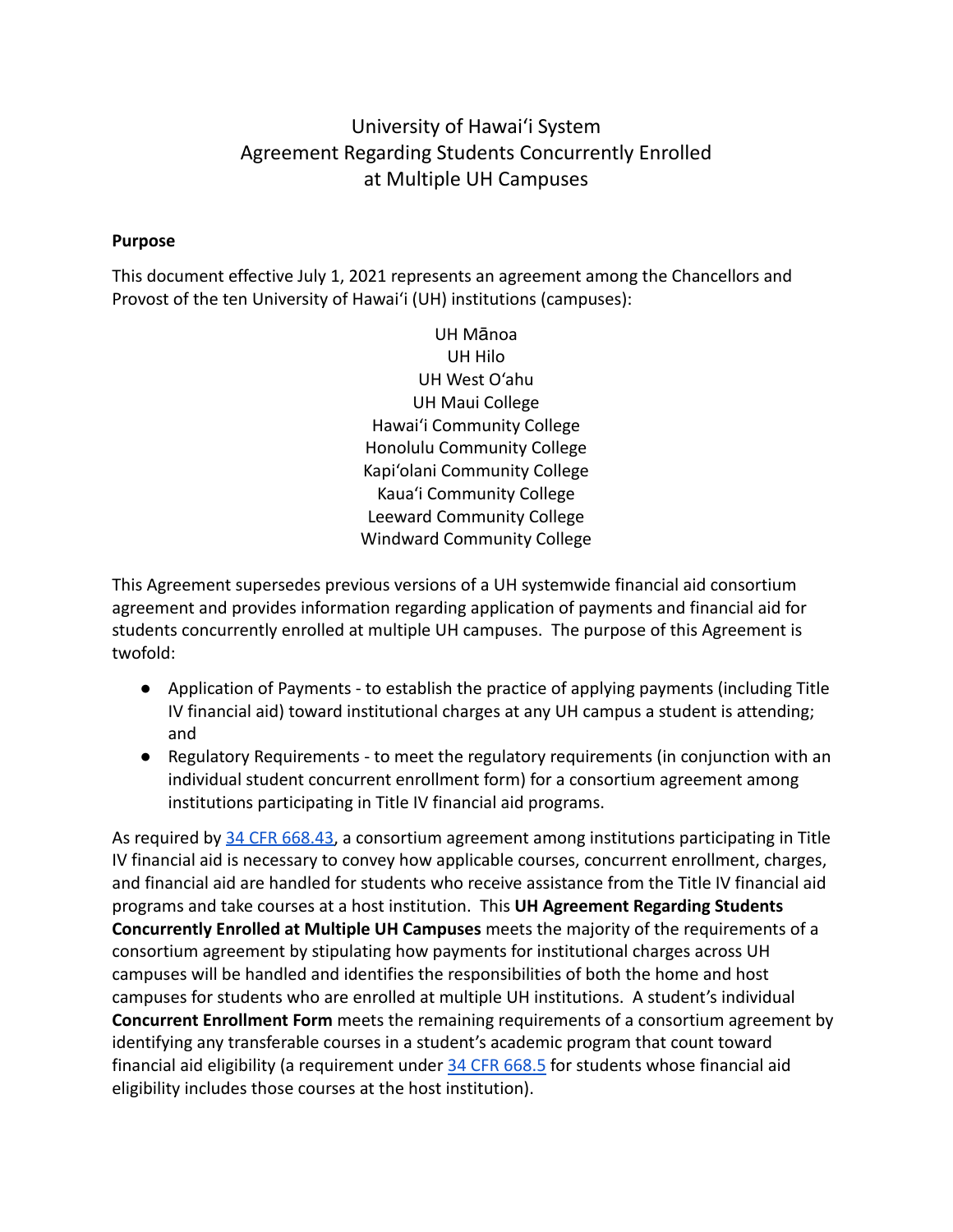# University of Hawaiʻi System
# Agreement Regarding Students Concurrently Enrolled at Multiple UH Campuses

**Purpose**

This document effective July 1, 2021 represents an agreement among the Chancellors and Provost of the ten University of Hawaiʻi (UH) institutions (campuses):

UH Mānoa
UH Hilo
UH West Oʻahu
UH Maui College
Hawaiʻi Community College
Honolulu Community College
Kapiʻolani Community College
Kauaʻi Community College
Leeward Community College
Windward Community College

This Agreement supersedes previous versions of a UH systemwide financial aid consortium agreement and provides information regarding application of payments and financial aid for students concurrently enrolled at multiple UH campuses. The purpose of this Agreement is twofold:

- Application of Payments - to establish the practice of applying payments (including Title IV financial aid) toward institutional charges at any UH campus a student is attending; and
- Regulatory Requirements - to meet the regulatory requirements (in conjunction with an individual student concurrent enrollment form) for a consortium agreement among institutions participating in Title IV financial aid programs.

As required by 34 CFR 668.43, a consortium agreement among institutions participating in Title IV financial aid is necessary to convey how applicable courses, concurrent enrollment, charges, and financial aid are handled for students who receive assistance from the Title IV financial aid programs and take courses at a host institution. This **UH Agreement Regarding Students Concurrently Enrolled at Multiple UH Campuses** meets the majority of the requirements of a consortium agreement by stipulating how payments for institutional charges across UH campuses will be handled and identifies the responsibilities of both the home and host campuses for students who are enrolled at multiple UH institutions. A student's individual **Concurrent Enrollment Form** meets the remaining requirements of a consortium agreement by identifying any transferable courses in a student's academic program that count toward financial aid eligibility (a requirement under 34 CFR 668.5 for students whose financial aid eligibility includes those courses at the host institution).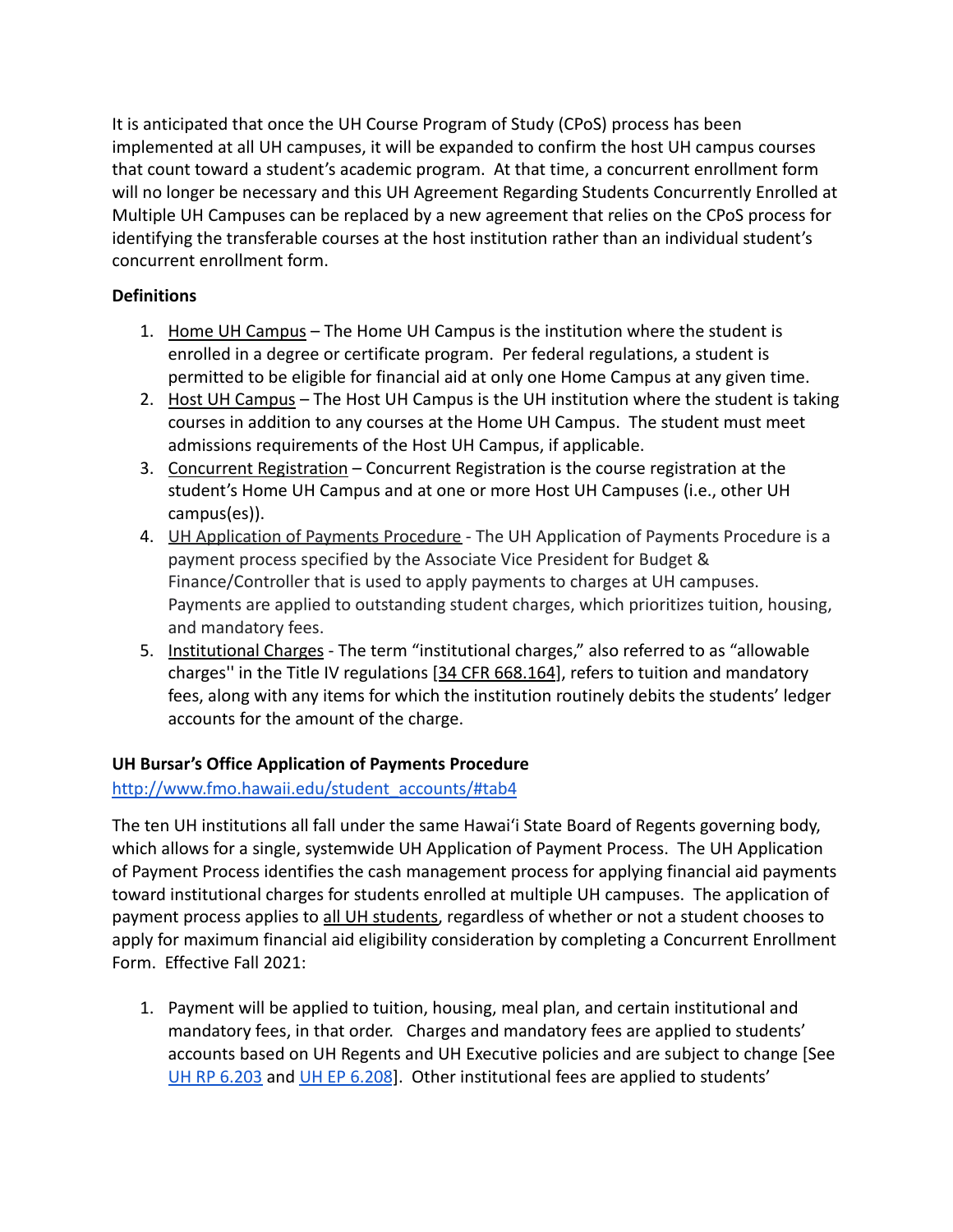It is anticipated that once the UH Course Program of Study (CPoS) process has been implemented at all UH campuses, it will be expanded to confirm the host UH campus courses that count toward a student's academic program. At that time, a concurrent enrollment form will no longer be necessary and this UH Agreement Regarding Students Concurrently Enrolled at Multiple UH Campuses can be replaced by a new agreement that relies on the CPoS process for identifying the transferable courses at the host institution rather than an individual student's concurrent enrollment form.

**Definitions**

1. Home UH Campus – The Home UH Campus is the institution where the student is enrolled in a degree or certificate program. Per federal regulations, a student is permitted to be eligible for financial aid at only one Home Campus at any given time.
2. Host UH Campus – The Host UH Campus is the UH institution where the student is taking courses in addition to any courses at the Home UH Campus. The student must meet admissions requirements of the Host UH Campus, if applicable.
3. Concurrent Registration – Concurrent Registration is the course registration at the student's Home UH Campus and at one or more Host UH Campuses (i.e., other UH campus(es)).
4. UH Application of Payments Procedure - The UH Application of Payments Procedure is a payment process specified by the Associate Vice President for Budget & Finance/Controller that is used to apply payments to charges at UH campuses. Payments are applied to outstanding student charges, which prioritizes tuition, housing, and mandatory fees.
5. Institutional Charges - The term "institutional charges," also referred to as "allowable charges'' in the Title IV regulations [34 CFR 668.164], refers to tuition and mandatory fees, along with any items for which the institution routinely debits the students' ledger accounts for the amount of the charge.

**UH Bursar's Office Application of Payments Procedure**

http://www.fmo.hawaii.edu/student_accounts/#tab4

The ten UH institutions all fall under the same Hawaiʻi State Board of Regents governing body, which allows for a single, systemwide UH Application of Payment Process. The UH Application of Payment Process identifies the cash management process for applying financial aid payments toward institutional charges for students enrolled at multiple UH campuses. The application of payment process applies to all UH students, regardless of whether or not a student chooses to apply for maximum financial aid eligibility consideration by completing a Concurrent Enrollment Form. Effective Fall 2021:

1. Payment will be applied to tuition, housing, meal plan, and certain institutional and mandatory fees, in that order. Charges and mandatory fees are applied to students' accounts based on UH Regents and UH Executive policies and are subject to change [See UH RP 6.203 and UH EP 6.208]. Other institutional fees are applied to students'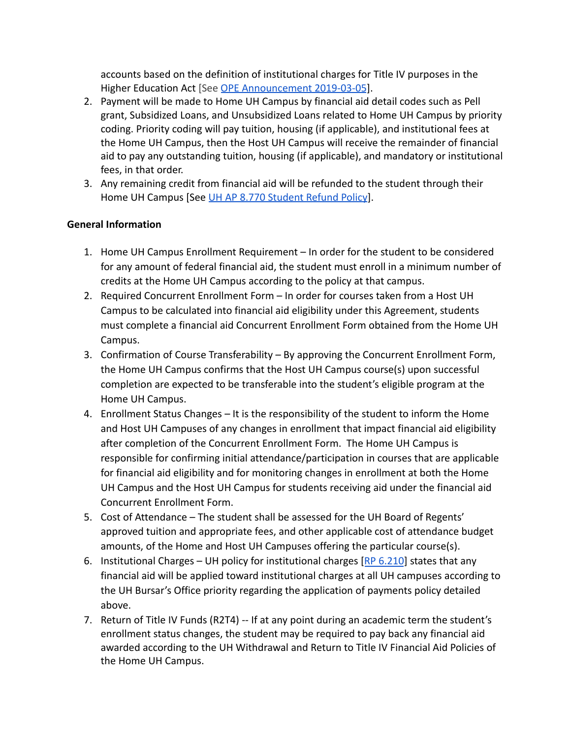accounts based on the definition of institutional charges for Title IV purposes in the Higher Education Act [See [OPE Announcement 2019-03-05](#)].

2. Payment will be made to Home UH Campus by financial aid detail codes such as Pell grant, Subsidized Loans, and Unsubsidized Loans related to Home UH Campus by priority coding. Priority coding will pay tuition, housing (if applicable), and institutional fees at the Home UH Campus, then the Host UH Campus will receive the remainder of financial aid to pay any outstanding tuition, housing (if applicable), and mandatory or institutional fees, in that order.
3. Any remaining credit from financial aid will be refunded to the student through their Home UH Campus [See [UH AP 8.770 Student Refund Policy](#)].

**General Information**

1. Home UH Campus Enrollment Requirement – In order for the student to be considered for any amount of federal financial aid, the student must enroll in a minimum number of credits at the Home UH Campus according to the policy at that campus.
2. Required Concurrent Enrollment Form – In order for courses taken from a Host UH Campus to be calculated into financial aid eligibility under this Agreement, students must complete a financial aid Concurrent Enrollment Form obtained from the Home UH Campus.
3. Confirmation of Course Transferability – By approving the Concurrent Enrollment Form, the Home UH Campus confirms that the Host UH Campus course(s) upon successful completion are expected to be transferable into the student's eligible program at the Home UH Campus.
4. Enrollment Status Changes – It is the responsibility of the student to inform the Home and Host UH Campuses of any changes in enrollment that impact financial aid eligibility after completion of the Concurrent Enrollment Form. The Home UH Campus is responsible for confirming initial attendance/participation in courses that are applicable for financial aid eligibility and for monitoring changes in enrollment at both the Home UH Campus and the Host UH Campus for students receiving aid under the financial aid Concurrent Enrollment Form.
5. Cost of Attendance – The student shall be assessed for the UH Board of Regents' approved tuition and appropriate fees, and other applicable cost of attendance budget amounts, of the Home and Host UH Campuses offering the particular course(s).
6. Institutional Charges – UH policy for institutional charges [[RP 6.210](#)] states that any financial aid will be applied toward institutional charges at all UH campuses according to the UH Bursar's Office priority regarding the application of payments policy detailed above.
7. Return of Title IV Funds (R2T4) -- If at any point during an academic term the student's enrollment status changes, the student may be required to pay back any financial aid awarded according to the UH Withdrawal and Return to Title IV Financial Aid Policies of the Home UH Campus.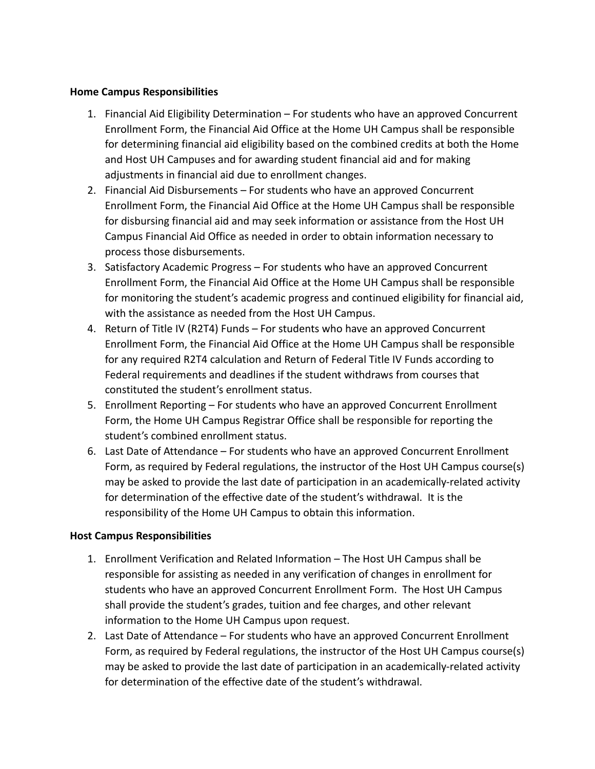**Home Campus Responsibilities**

1. Financial Aid Eligibility Determination – For students who have an approved Concurrent Enrollment Form, the Financial Aid Office at the Home UH Campus shall be responsible for determining financial aid eligibility based on the combined credits at both the Home and Host UH Campuses and for awarding student financial aid and for making adjustments in financial aid due to enrollment changes.
2. Financial Aid Disbursements – For students who have an approved Concurrent Enrollment Form, the Financial Aid Office at the Home UH Campus shall be responsible for disbursing financial aid and may seek information or assistance from the Host UH Campus Financial Aid Office as needed in order to obtain information necessary to process those disbursements.
3. Satisfactory Academic Progress – For students who have an approved Concurrent Enrollment Form, the Financial Aid Office at the Home UH Campus shall be responsible for monitoring the student's academic progress and continued eligibility for financial aid, with the assistance as needed from the Host UH Campus.
4. Return of Title IV (R2T4) Funds – For students who have an approved Concurrent Enrollment Form, the Financial Aid Office at the Home UH Campus shall be responsible for any required R2T4 calculation and Return of Federal Title IV Funds according to Federal requirements and deadlines if the student withdraws from courses that constituted the student's enrollment status.
5. Enrollment Reporting – For students who have an approved Concurrent Enrollment Form, the Home UH Campus Registrar Office shall be responsible for reporting the student's combined enrollment status.
6. Last Date of Attendance – For students who have an approved Concurrent Enrollment Form, as required by Federal regulations, the instructor of the Host UH Campus course(s) may be asked to provide the last date of participation in an academically-related activity for determination of the effective date of the student's withdrawal. It is the responsibility of the Home UH Campus to obtain this information.

**Host Campus Responsibilities**

1. Enrollment Verification and Related Information – The Host UH Campus shall be responsible for assisting as needed in any verification of changes in enrollment for students who have an approved Concurrent Enrollment Form. The Host UH Campus shall provide the student's grades, tuition and fee charges, and other relevant information to the Home UH Campus upon request.
2. Last Date of Attendance – For students who have an approved Concurrent Enrollment Form, as required by Federal regulations, the instructor of the Host UH Campus course(s) may be asked to provide the last date of participation in an academically-related activity for determination of the effective date of the student's withdrawal.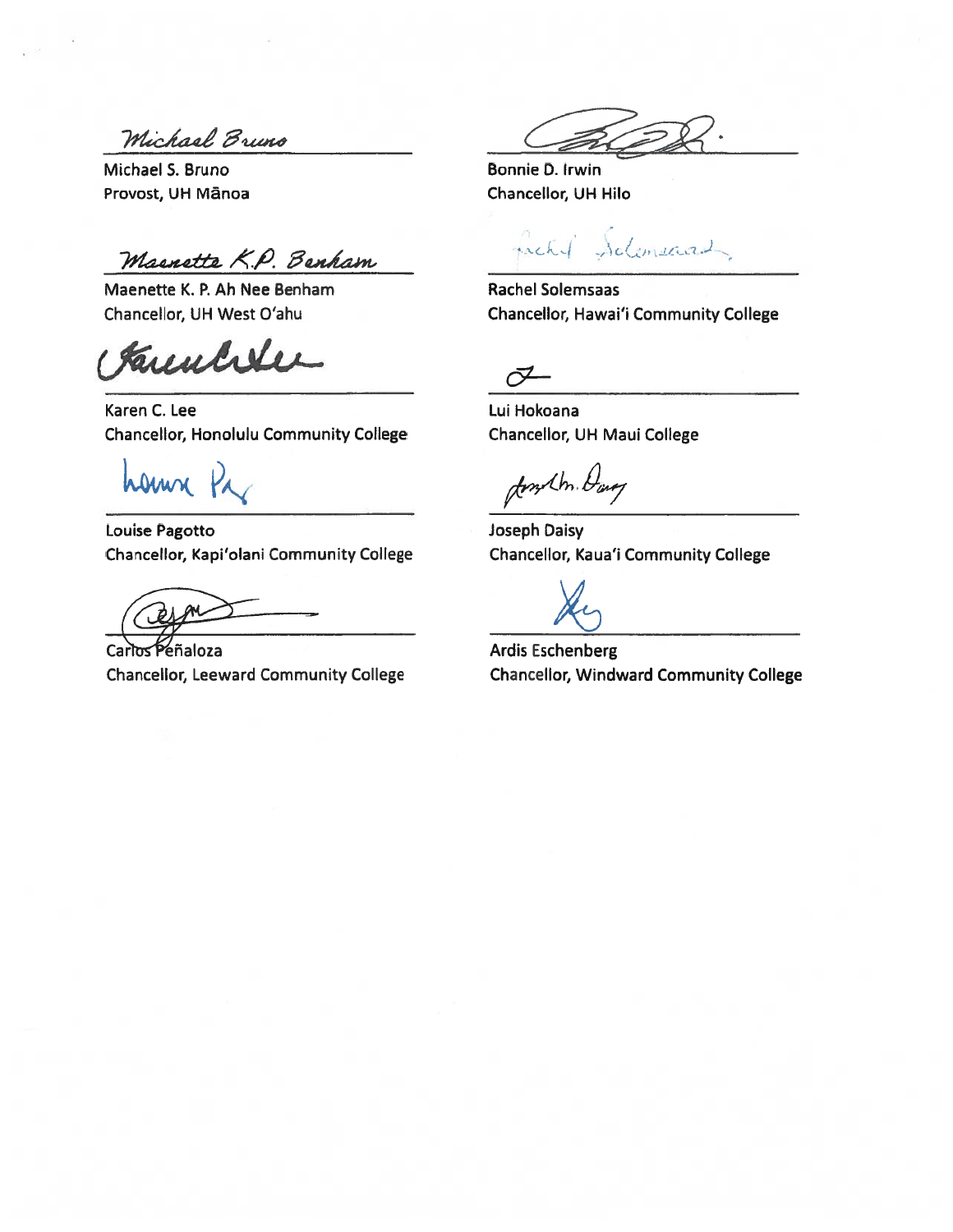Michael S. Bruno
Provost, UH Mānoa

Bonnie D. Irwin
Chancellor, UH Hilo

Maenette K. P. Ah Nee Benham
Chancellor, UH West O'ahu

Rachel Solemsaas
Chancellor, Hawai'i Community College

Karen C. Lee
Chancellor, Honolulu Community College

Lui Hokoana
Chancellor, UH Maui College

Louise Pagotto
Chancellor, Kapi'olani Community College

Joseph Daisy
Chancellor, Kaua'i Community College

Carlos Peñaloza
Chancellor, Leeward Community College

Ardis Eschenberg
Chancellor, Windward Community College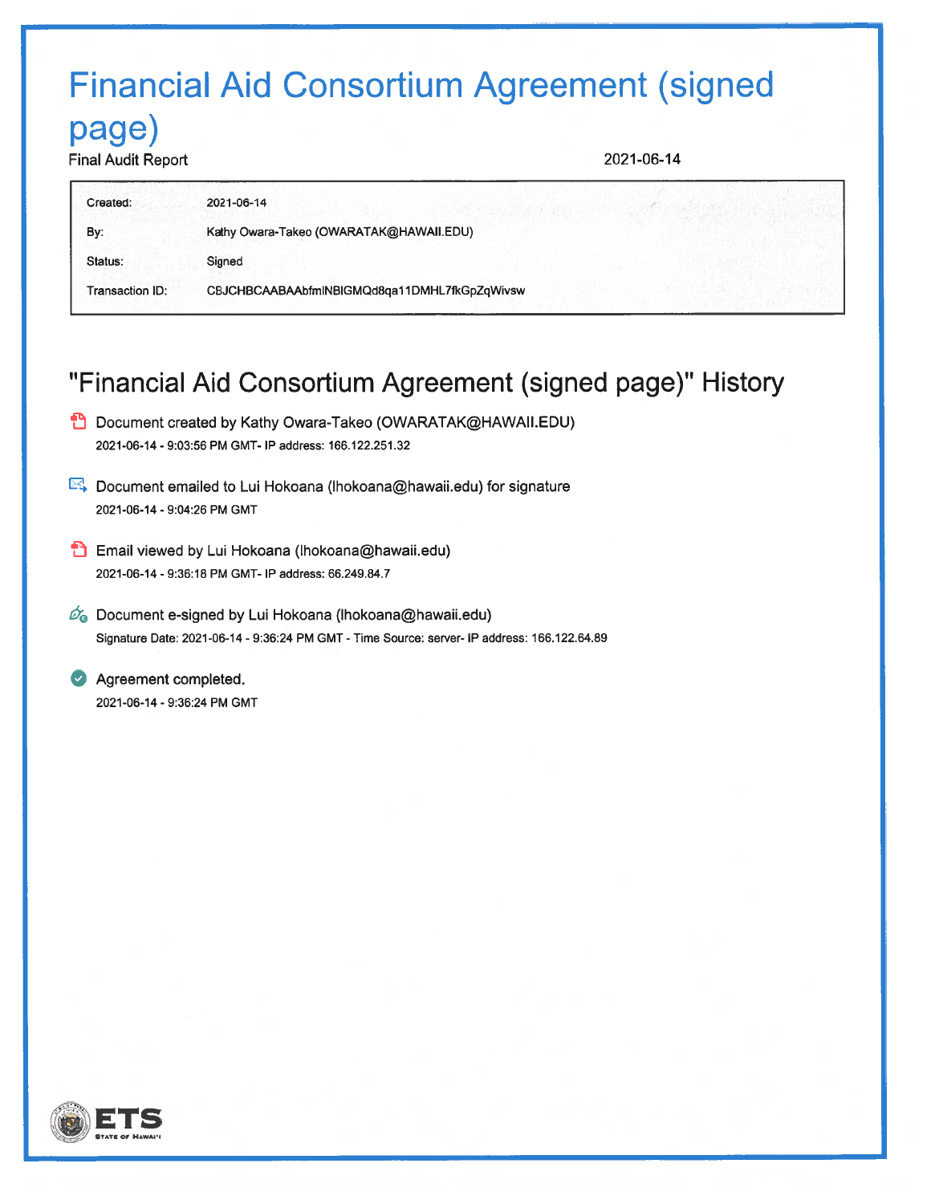# Financial Aid Consortium Agreement (signed page)

Final Audit Report 2021-06-14

| | |
|---|---|
| Created: | 2021-06-14 |
| By: | Kathy Owara-Takeo (OWARATAK@HAWAII.EDU) |
| Status: | Signed |
| Transaction ID: | CBJCHBCAABAAbfmlNBIGMQd8qa11DMHL7fkGpZqWivsw |

## "Financial Aid Consortium Agreement (signed page)" History

- Document created by Kathy Owara-Takeo (OWARATAK@HAWAII.EDU)
  2021-06-14 - 9:03:56 PM GMT- IP address: 166.122.251.32

- Document emailed to Lui Hokoana (lhokoana@hawaii.edu) for signature
  2021-06-14 - 9:04:26 PM GMT

- Email viewed by Lui Hokoana (lhokoana@hawaii.edu)
  2021-06-14 - 9:36:18 PM GMT- IP address: 66.249.84.7

- Document e-signed by Lui Hokoana (lhokoana@hawaii.edu)
  Signature Date: 2021-06-14 - 9:36:24 PM GMT - Time Source: server- IP address: 166.122.64.89

- Agreement completed.
  2021-06-14 - 9:36:24 PM GMT

ETS
STATE OF HAWAIʻI